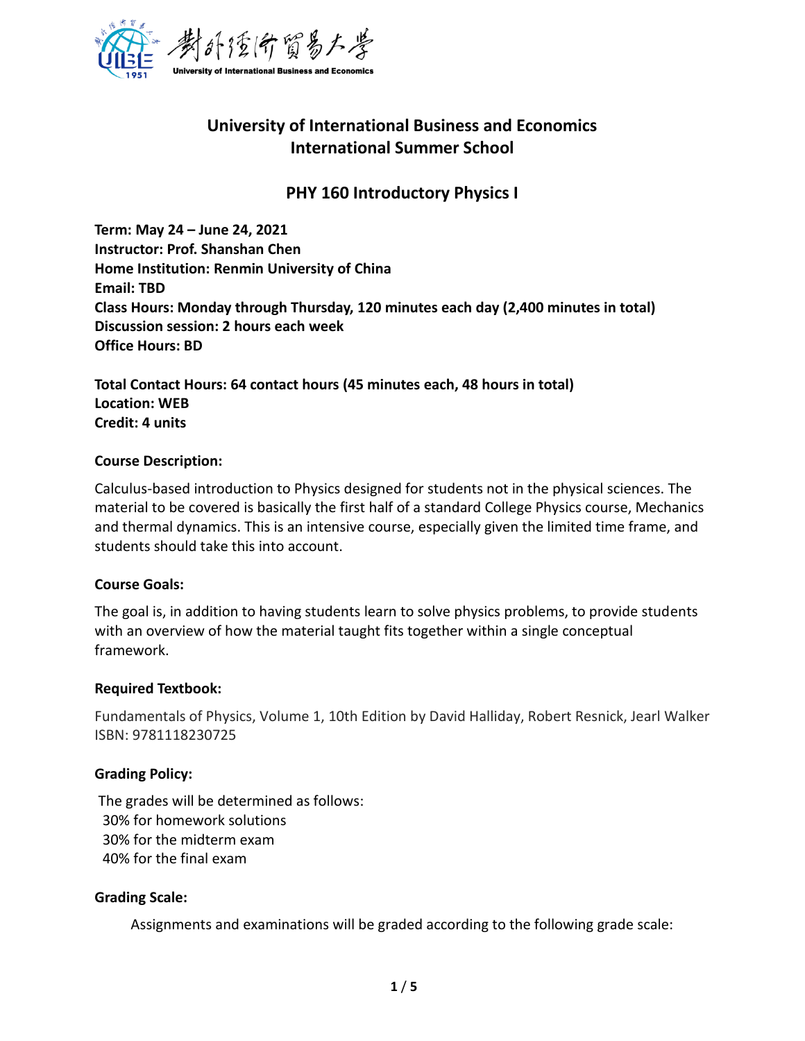# University of International Business and Economics
# International Summer School

## PHY 160 Introductory Physics I

**Term: May 24 – June 24, 2021**
**Instructor: Prof. Shanshan Chen**
**Home Institution: Renmin University of China**
**Email: TBD**
**Class Hours: Monday through Thursday, 120 minutes each day (2,400 minutes in total)**
**Discussion session: 2 hours each week**
**Office Hours: BD**

**Total Contact Hours: 64 contact hours (45 minutes each, 48 hours in total)**
**Location: WEB**
**Credit: 4 units**

### Course Description:

Calculus-based introduction to Physics designed for students not in the physical sciences. The material to be covered is basically the first half of a standard College Physics course, Mechanics and thermal dynamics. This is an intensive course, especially given the limited time frame, and students should take this into account.

### Course Goals:

The goal is, in addition to having students learn to solve physics problems, to provide students with an overview of how the material taught fits together within a single conceptual framework.

### Required Textbook:

Fundamentals of Physics, Volume 1, 10th Edition by David Halliday, Robert Resnick, Jearl Walker
ISBN: 9781118230725

### Grading Policy:

The grades will be determined as follows:
30% for homework solutions
30% for the midterm exam
40% for the final exam

### Grading Scale:

Assignments and examinations will be graded according to the following grade scale: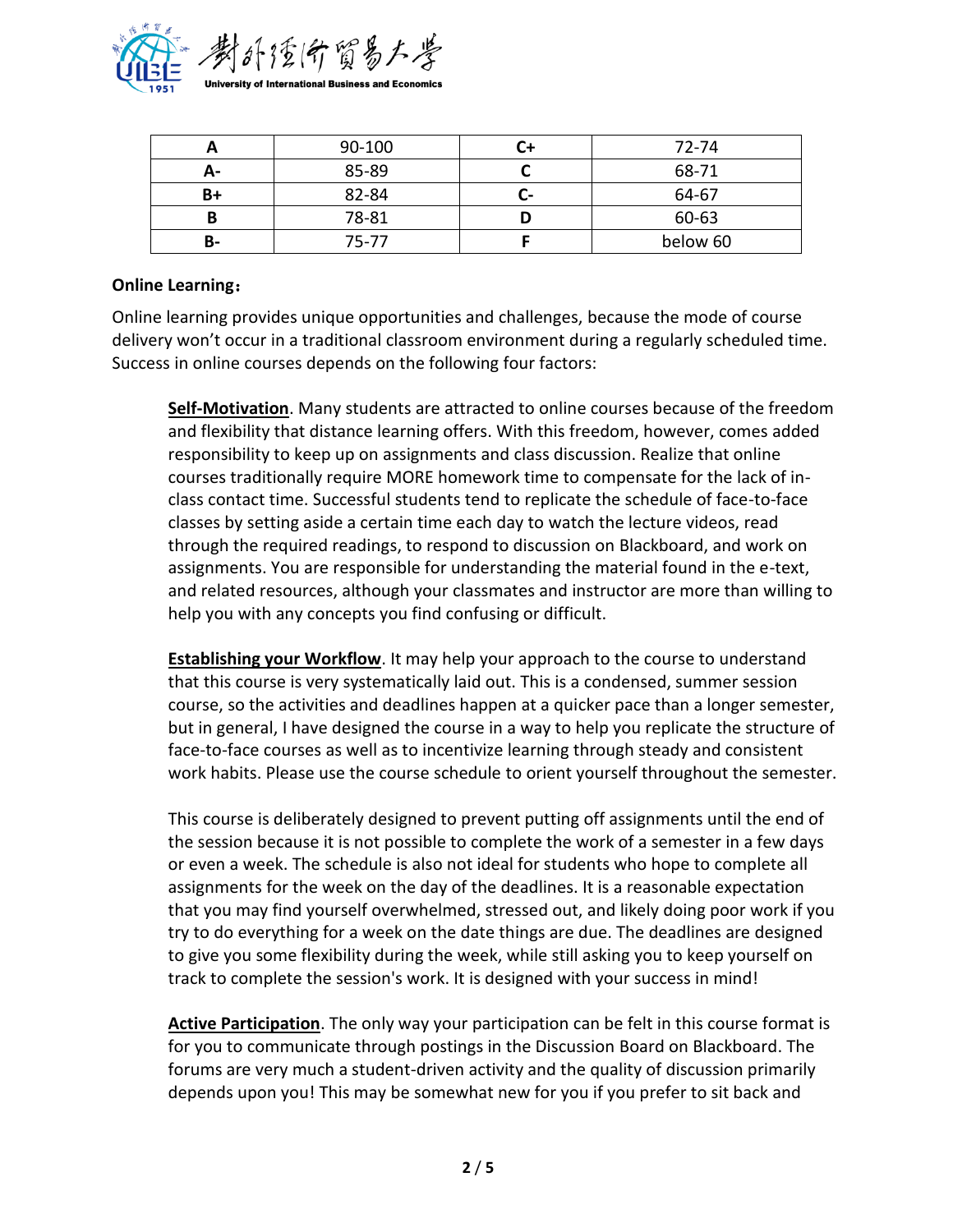| | | | |
|---|---|---|---|
| **A** | 90-100 | **C+** | 72-74 |
| **A-** | 85-89 | **C** | 68-71 |
| **B+** | 82-84 | **C-** | 64-67 |
| **B** | 78-81 | **D** | 60-63 |
| **B-** | 75-77 | **F** | below 60 |

**Online Learning：**

Online learning provides unique opportunities and challenges, because the mode of course delivery won't occur in a traditional classroom environment during a regularly scheduled time. Success in online courses depends on the following four factors:

**Self-Motivation**. Many students are attracted to online courses because of the freedom and flexibility that distance learning offers. With this freedom, however, comes added responsibility to keep up on assignments and class discussion. Realize that online courses traditionally require MORE homework time to compensate for the lack of in-class contact time. Successful students tend to replicate the schedule of face-to-face classes by setting aside a certain time each day to watch the lecture videos, read through the required readings, to respond to discussion on Blackboard, and work on assignments. You are responsible for understanding the material found in the e-text, and related resources, although your classmates and instructor are more than willing to help you with any concepts you find confusing or difficult.

**Establishing your Workflow**. It may help your approach to the course to understand that this course is very systematically laid out. This is a condensed, summer session course, so the activities and deadlines happen at a quicker pace than a longer semester, but in general, I have designed the course in a way to help you replicate the structure of face-to-face courses as well as to incentivize learning through steady and consistent work habits. Please use the course schedule to orient yourself throughout the semester.

This course is deliberately designed to prevent putting off assignments until the end of the session because it is not possible to complete the work of a semester in a few days or even a week. The schedule is also not ideal for students who hope to complete all assignments for the week on the day of the deadlines. It is a reasonable expectation that you may find yourself overwhelmed, stressed out, and likely doing poor work if you try to do everything for a week on the date things are due. The deadlines are designed to give you some flexibility during the week, while still asking you to keep yourself on track to complete the session's work. It is designed with your success in mind!

**Active Participation**. The only way your participation can be felt in this course format is for you to communicate through postings in the Discussion Board on Blackboard. The forums are very much a student-driven activity and the quality of discussion primarily depends upon you! This may be somewhat new for you if you prefer to sit back and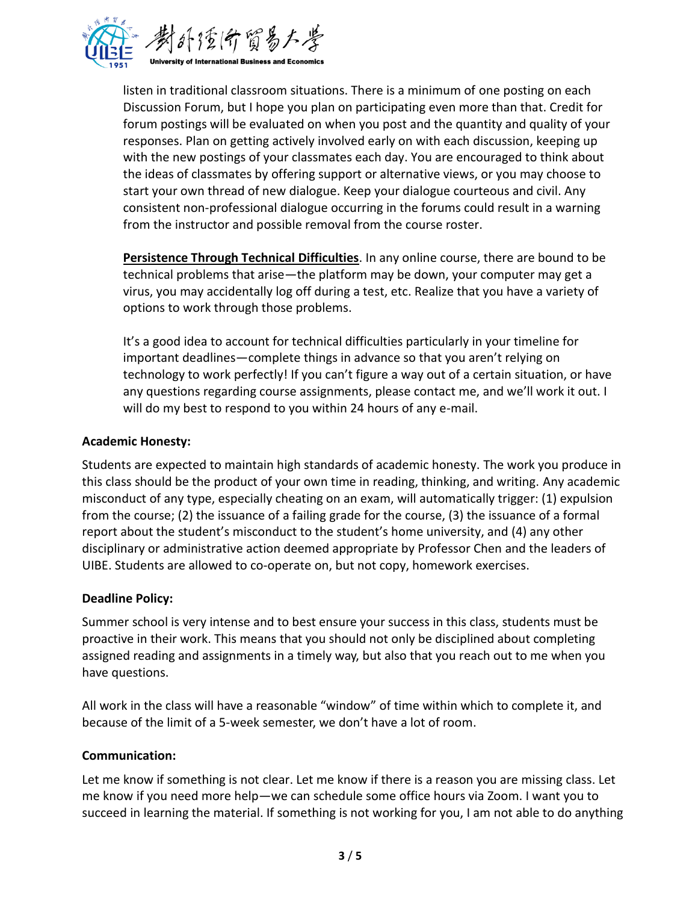listen in traditional classroom situations. There is a minimum of one posting on each Discussion Forum, but I hope you plan on participating even more than that. Credit for forum postings will be evaluated on when you post and the quantity and quality of your responses. Plan on getting actively involved early on with each discussion, keeping up with the new postings of your classmates each day. You are encouraged to think about the ideas of classmates by offering support or alternative views, or you may choose to start your own thread of new dialogue. Keep your dialogue courteous and civil. Any consistent non-professional dialogue occurring in the forums could result in a warning from the instructor and possible removal from the course roster.

**Persistence Through Technical Difficulties**. In any online course, there are bound to be technical problems that arise—the platform may be down, your computer may get a virus, you may accidentally log off during a test, etc. Realize that you have a variety of options to work through those problems.

It's a good idea to account for technical difficulties particularly in your timeline for important deadlines—complete things in advance so that you aren't relying on technology to work perfectly! If you can't figure a way out of a certain situation, or have any questions regarding course assignments, please contact me, and we'll work it out. I will do my best to respond to you within 24 hours of any e-mail.

**Academic Honesty:**

Students are expected to maintain high standards of academic honesty. The work you produce in this class should be the product of your own time in reading, thinking, and writing. Any academic misconduct of any type, especially cheating on an exam, will automatically trigger: (1) expulsion from the course; (2) the issuance of a failing grade for the course, (3) the issuance of a formal report about the student's misconduct to the student's home university, and (4) any other disciplinary or administrative action deemed appropriate by Professor Chen and the leaders of UIBE. Students are allowed to co-operate on, but not copy, homework exercises.

**Deadline Policy:**

Summer school is very intense and to best ensure your success in this class, students must be proactive in their work. This means that you should not only be disciplined about completing assigned reading and assignments in a timely way, but also that you reach out to me when you have questions.

All work in the class will have a reasonable "window" of time within which to complete it, and because of the limit of a 5-week semester, we don't have a lot of room.

**Communication:**

Let me know if something is not clear. Let me know if there is a reason you are missing class. Let me know if you need more help—we can schedule some office hours via Zoom. I want you to succeed in learning the material. If something is not working for you, I am not able to do anything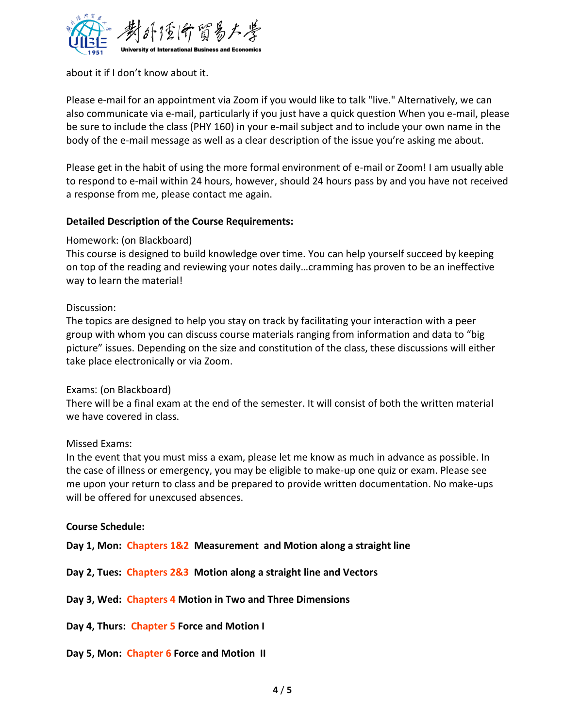about it if I don't know about it.

Please e-mail for an appointment via Zoom if you would like to talk "live." Alternatively, we can also communicate via e-mail, particularly if you just have a quick question When you e-mail, please be sure to include the class (PHY 160) in your e-mail subject and to include your own name in the body of the e-mail message as well as a clear description of the issue you're asking me about.

Please get in the habit of using the more formal environment of e-mail or Zoom! I am usually able to respond to e-mail within 24 hours, however, should 24 hours pass by and you have not received a response from me, please contact me again.

**Detailed Description of the Course Requirements:**

Homework: (on Blackboard)
This course is designed to build knowledge over time. You can help yourself succeed by keeping on top of the reading and reviewing your notes daily…cramming has proven to be an ineffective way to learn the material!

Discussion:
The topics are designed to help you stay on track by facilitating your interaction with a peer group with whom you can discuss course materials ranging from information and data to "big picture" issues. Depending on the size and constitution of the class, these discussions will either take place electronically or via Zoom.

Exams: (on Blackboard)
There will be a final exam at the end of the semester. It will consist of both the written material we have covered in class.

Missed Exams:
In the event that you must miss a exam, please let me know as much in advance as possible. In the case of illness or emergency, you may be eligible to make-up one quiz or exam. Please see me upon your return to class and be prepared to provide written documentation. No make-ups will be offered for unexcused absences.

**Course Schedule:**

**Day 1, Mon: Chapters 1&2 Measurement and Motion along a straight line**

**Day 2, Tues: Chapters 2&3 Motion along a straight line and Vectors**

**Day 3, Wed: Chapters 4 Motion in Two and Three Dimensions**

**Day 4, Thurs: Chapter 5 Force and Motion I**

**Day 5, Mon: Chapter 6 Force and Motion II**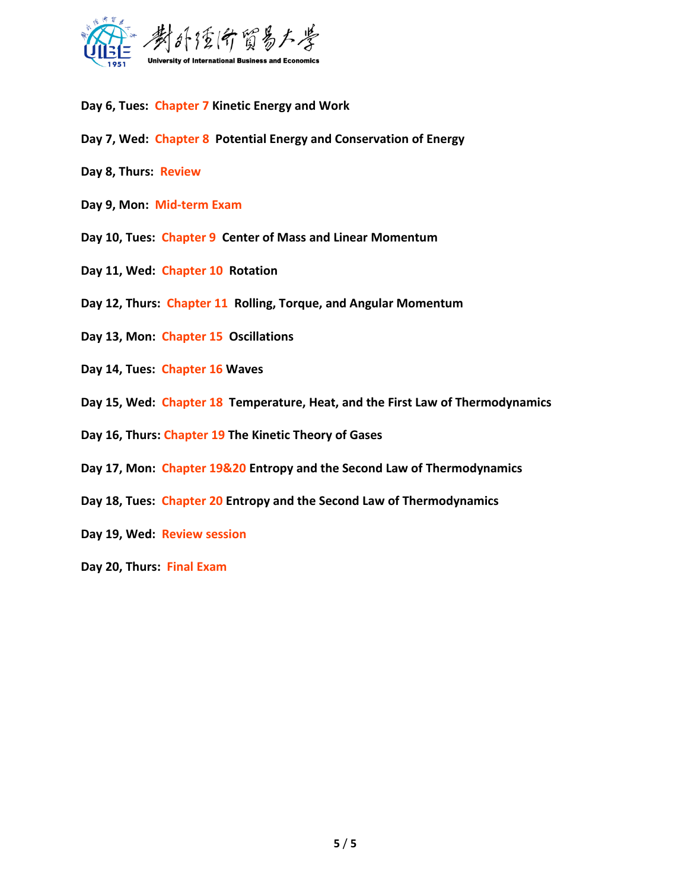**Day 6, Tues: Chapter 7 Kinetic Energy and Work**

**Day 7, Wed: Chapter 8 Potential Energy and Conservation of Energy**

**Day 8, Thurs: Review**

**Day 9, Mon: Mid-term Exam**

**Day 10, Tues: Chapter 9 Center of Mass and Linear Momentum**

**Day 11, Wed: Chapter 10 Rotation**

**Day 12, Thurs: Chapter 11 Rolling, Torque, and Angular Momentum**

**Day 13, Mon: Chapter 15 Oscillations**

**Day 14, Tues: Chapter 16 Waves**

**Day 15, Wed: Chapter 18 Temperature, Heat, and the First Law of Thermodynamics**

**Day 16, Thurs: Chapter 19 The Kinetic Theory of Gases**

**Day 17, Mon: Chapter 19&20 Entropy and the Second Law of Thermodynamics**

**Day 18, Tues: Chapter 20 Entropy and the Second Law of Thermodynamics**

**Day 19, Wed: Review session**

**Day 20, Thurs: Final Exam**